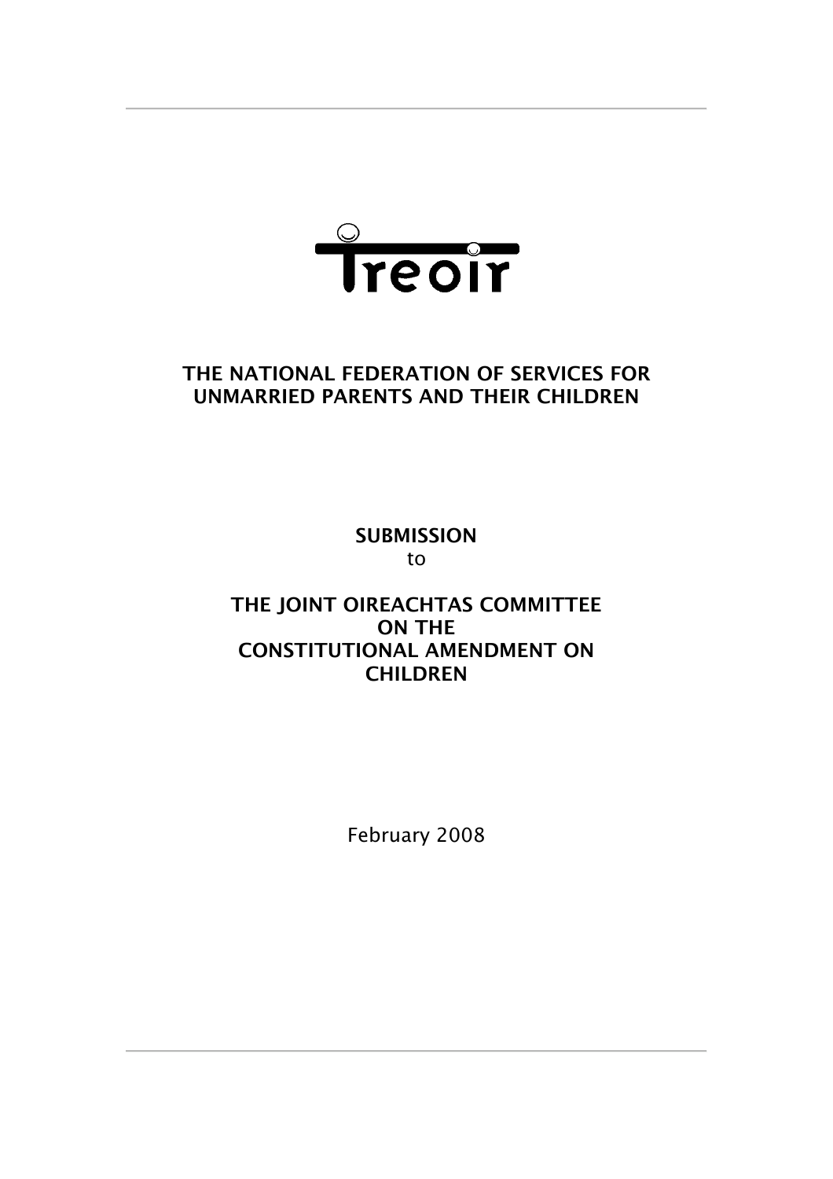Treoir

# THE NATIONAL FEDERATION OF SERVICES FOR UNMARRIED PARENTS AND THEIR CHILDREN

**SUBMISSION**

to

**THE JOINT OIREACHTAS COMMITTEE ON THE CONSTITUTIONAL AMENDMENT ON CHILDREN**

February 2008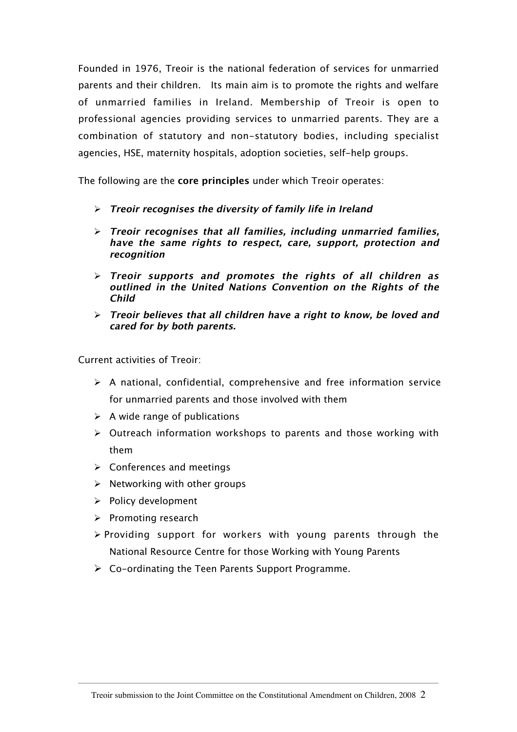Founded in 1976, Treoir is the national federation of services for unmarried parents and their children. Its main aim is to promote the rights and welfare of unmarried families in Ireland. Membership of Treoir is open to professional agencies providing services to unmarried parents. They are a combination of statutory and non-statutory bodies, including specialist agencies, HSE, maternity hospitals, adoption societies, self-help groups.

The following are the **core principles** under which Treoir operates:

- ***Treoir recognises the diversity of family life in Ireland***
- ***Treoir recognises that all families, including unmarried families, have the same rights to respect, care, support, protection and recognition***
- ***Treoir supports and promotes the rights of all children as outlined in the United Nations Convention on the Rights of the Child***
- ***Treoir believes that all children have a right to know, be loved and cared for by both parents.***

Current activities of Treoir:

- A national, confidential, comprehensive and free information service for unmarried parents and those involved with them
- A wide range of publications
- Outreach information workshops to parents and those working with them
- Conferences and meetings
- Networking with other groups
- Policy development
- Promoting research
- Providing support for workers with young parents through the National Resource Centre for those Working with Young Parents
- Co-ordinating the Teen Parents Support Programme.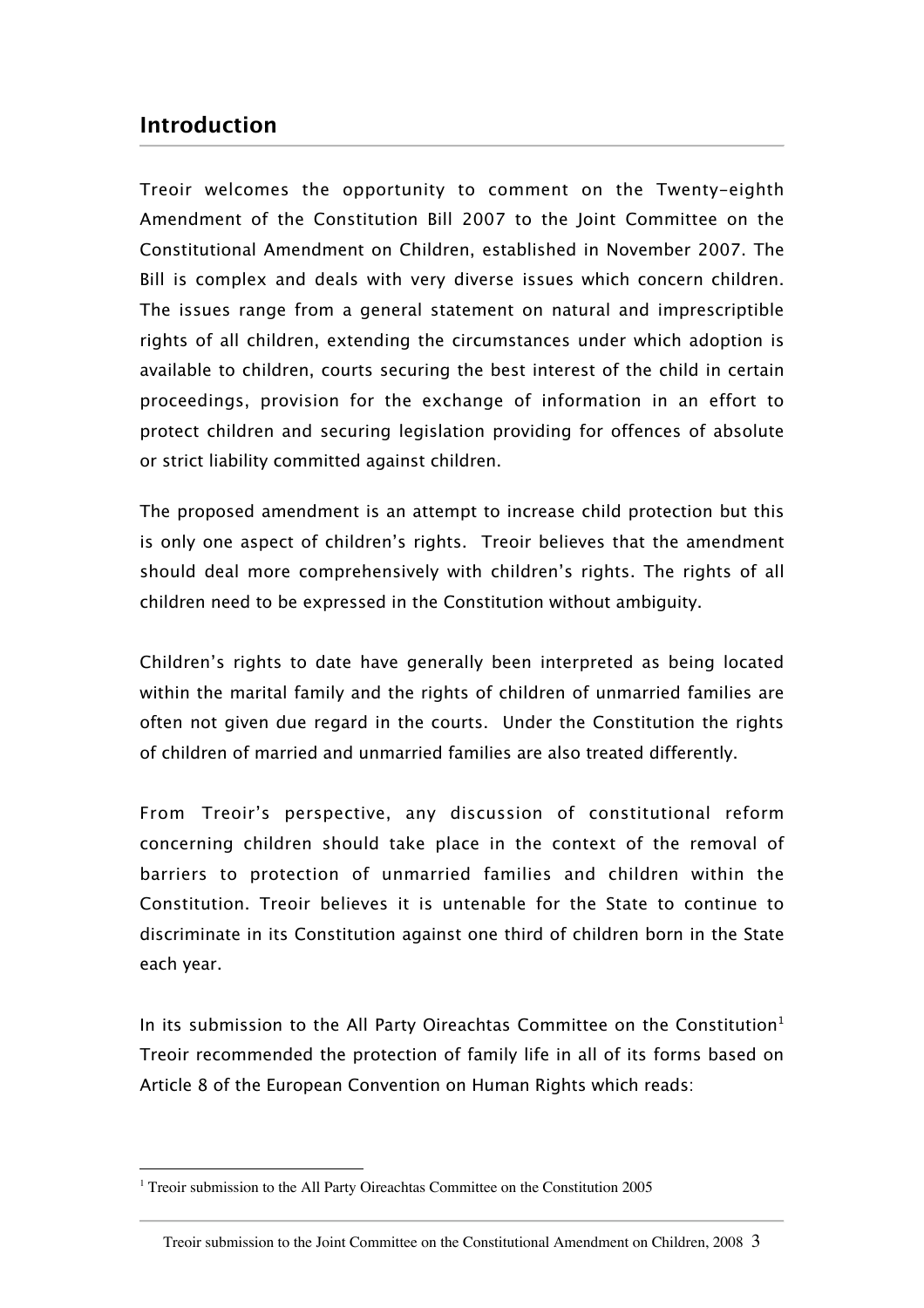## Introduction

Treoir welcomes the opportunity to comment on the Twenty-eighth Amendment of the Constitution Bill 2007 to the Joint Committee on the Constitutional Amendment on Children, established in November 2007. The Bill is complex and deals with very diverse issues which concern children. The issues range from a general statement on natural and imprescriptible rights of all children, extending the circumstances under which adoption is available to children, courts securing the best interest of the child in certain proceedings, provision for the exchange of information in an effort to protect children and securing legislation providing for offences of absolute or strict liability committed against children.

The proposed amendment is an attempt to increase child protection but this is only one aspect of children's rights. Treoir believes that the amendment should deal more comprehensively with children's rights. The rights of all children need to be expressed in the Constitution without ambiguity.

Children's rights to date have generally been interpreted as being located within the marital family and the rights of children of unmarried families are often not given due regard in the courts. Under the Constitution the rights of children of married and unmarried families are also treated differently.

From Treoir's perspective, any discussion of constitutional reform concerning children should take place in the context of the removal of barriers to protection of unmarried families and children within the Constitution. Treoir believes it is untenable for the State to continue to discriminate in its Constitution against one third of children born in the State each year.

In its submission to the All Party Oireachtas Committee on the Constitution[1] Treoir recommended the protection of family life in all of its forms based on Article 8 of the European Convention on Human Rights which reads:

[1] Treoir submission to the All Party Oireachtas Committee on the Constitution 2005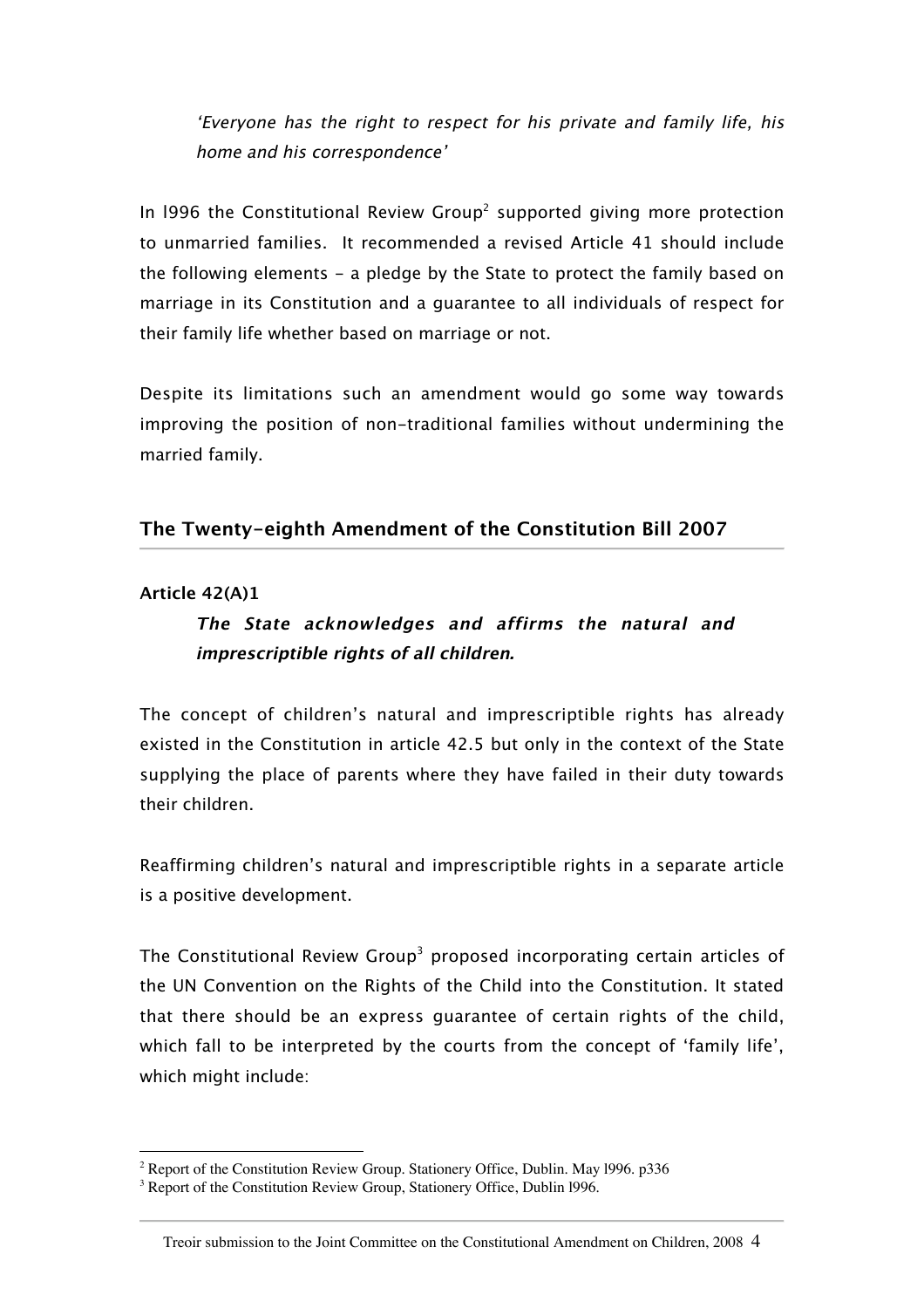*'Everyone has the right to respect for his private and family life, his home and his correspondence'*

In l996 the Constitutional Review Group[2] supported giving more protection to unmarried families. It recommended a revised Article 41 should include the following elements - a pledge by the State to protect the family based on marriage in its Constitution and a guarantee to all individuals of respect for their family life whether based on marriage or not.

Despite its limitations such an amendment would go some way towards improving the position of non-traditional families without undermining the married family.

## The Twenty-eighth Amendment of the Constitution Bill 2007

### Article 42(A)1

***The State acknowledges and affirms the natural and imprescriptible rights of all children.***

The concept of children's natural and imprescriptible rights has already existed in the Constitution in article 42.5 but only in the context of the State supplying the place of parents where they have failed in their duty towards their children.

Reaffirming children's natural and imprescriptible rights in a separate article is a positive development.

The Constitutional Review Group[3] proposed incorporating certain articles of the UN Convention on the Rights of the Child into the Constitution. It stated that there should be an express guarantee of certain rights of the child, which fall to be interpreted by the courts from the concept of 'family life', which might include:

---

[2] Report of the Constitution Review Group. Stationery Office, Dublin. May l996. p336

[3] Report of the Constitution Review Group, Stationery Office, Dublin l996.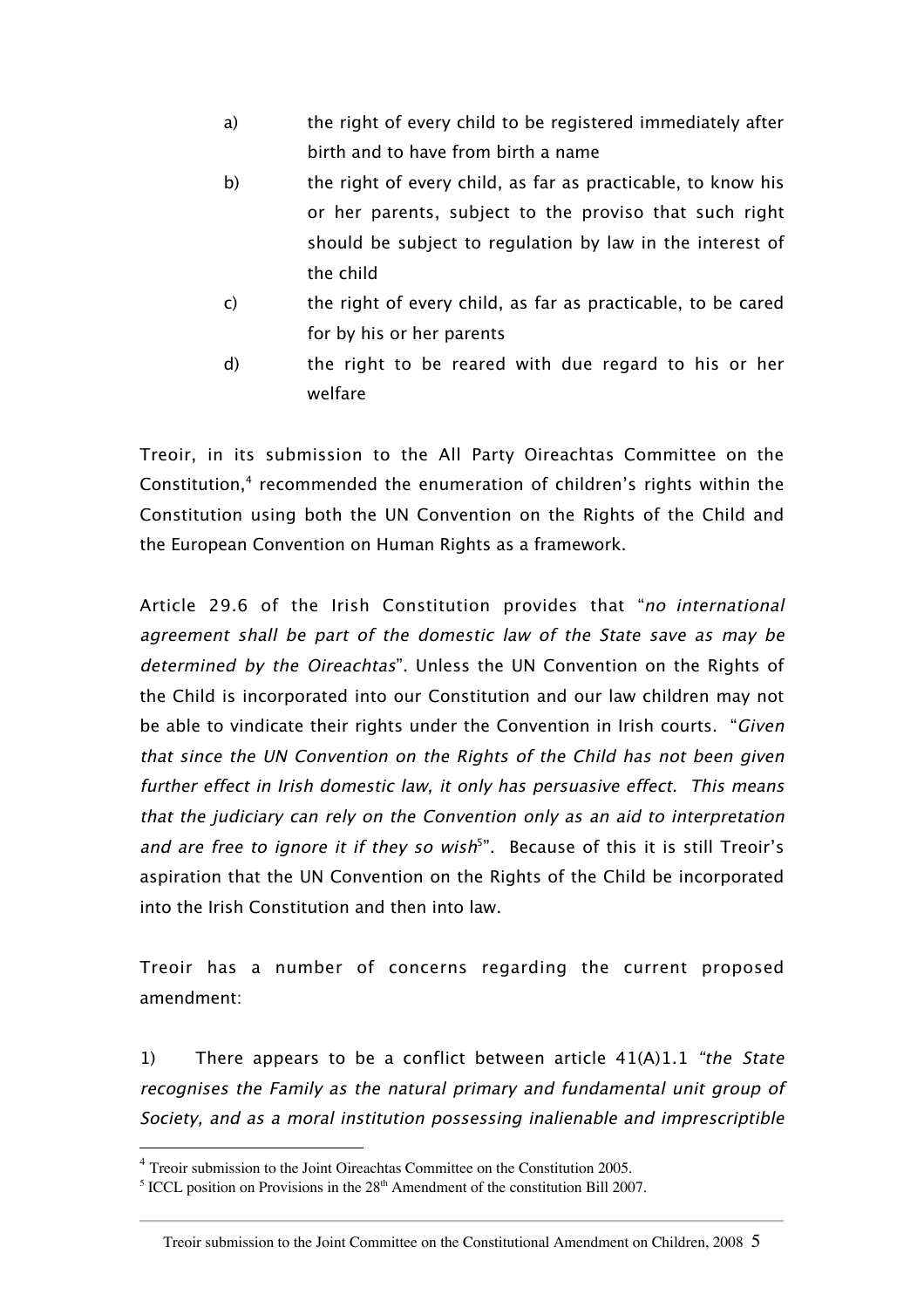a) the right of every child to be registered immediately after birth and to have from birth a name

b) the right of every child, as far as practicable, to know his or her parents, subject to the proviso that such right should be subject to regulation by law in the interest of the child

c) the right of every child, as far as practicable, to be cared for by his or her parents

d) the right to be reared with due regard to his or her welfare

Treoir, in its submission to the All Party Oireachtas Committee on the Constitution,[4] recommended the enumeration of children's rights within the Constitution using both the UN Convention on the Rights of the Child and the European Convention on Human Rights as a framework.

Article 29.6 of the Irish Constitution provides that "*no international agreement shall be part of the domestic law of the State save as may be determined by the Oireachtas*". Unless the UN Convention on the Rights of the Child is incorporated into our Constitution and our law children may not be able to vindicate their rights under the Convention in Irish courts. "*Given that since the UN Convention on the Rights of the Child has not been given further effect in Irish domestic law, it only has persuasive effect. This means that the judiciary can rely on the Convention only as an aid to interpretation and are free to ignore it if they so wish*[5]". Because of this it is still Treoir's aspiration that the UN Convention on the Rights of the Child be incorporated into the Irish Constitution and then into law.

Treoir has a number of concerns regarding the current proposed amendment:

1) There appears to be a conflict between article 41(A)1.1 *"the State recognises the Family as the natural primary and fundamental unit group of Society, and as a moral institution possessing inalienable and imprescriptible*

---

[4] Treoir submission to the Joint Oireachtas Committee on the Constitution 2005.

[5] ICCL position on Provisions in the 28th Amendment of the constitution Bill 2007.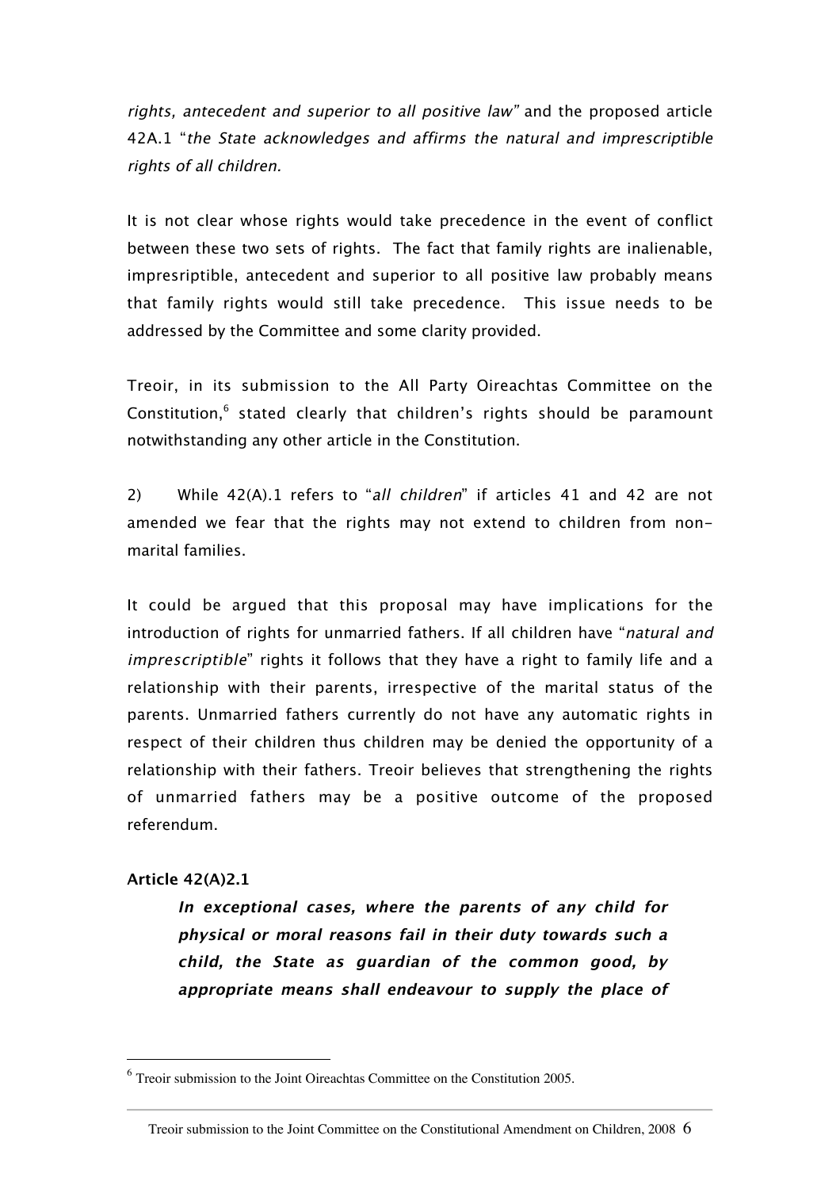*rights, antecedent and superior to all positive law"* and the proposed article 42A.1 "*the State acknowledges and affirms the natural and imprescriptible rights of all children.*

It is not clear whose rights would take precedence in the event of conflict between these two sets of rights. The fact that family rights are inalienable, impresriptible, antecedent and superior to all positive law probably means that family rights would still take precedence. This issue needs to be addressed by the Committee and some clarity provided.

Treoir, in its submission to the All Party Oireachtas Committee on the Constitution,[6] stated clearly that children's rights should be paramount notwithstanding any other article in the Constitution.

2) While 42(A).1 refers to "*all children*" if articles 41 and 42 are not amended we fear that the rights may not extend to children from non-marital families.

It could be argued that this proposal may have implications for the introduction of rights for unmarried fathers. If all children have "*natural and imprescriptible*" rights it follows that they have a right to family life and a relationship with their parents, irrespective of the marital status of the parents. Unmarried fathers currently do not have any automatic rights in respect of their children thus children may be denied the opportunity of a relationship with their fathers. Treoir believes that strengthening the rights of unmarried fathers may be a positive outcome of the proposed referendum.

**Article 42(A)2.1**

> ***In exceptional cases, where the parents of any child for physical or moral reasons fail in their duty towards such a child, the State as guardian of the common good, by appropriate means shall endeavour to supply the place of***

[6] Treoir submission to the Joint Oireachtas Committee on the Constitution 2005.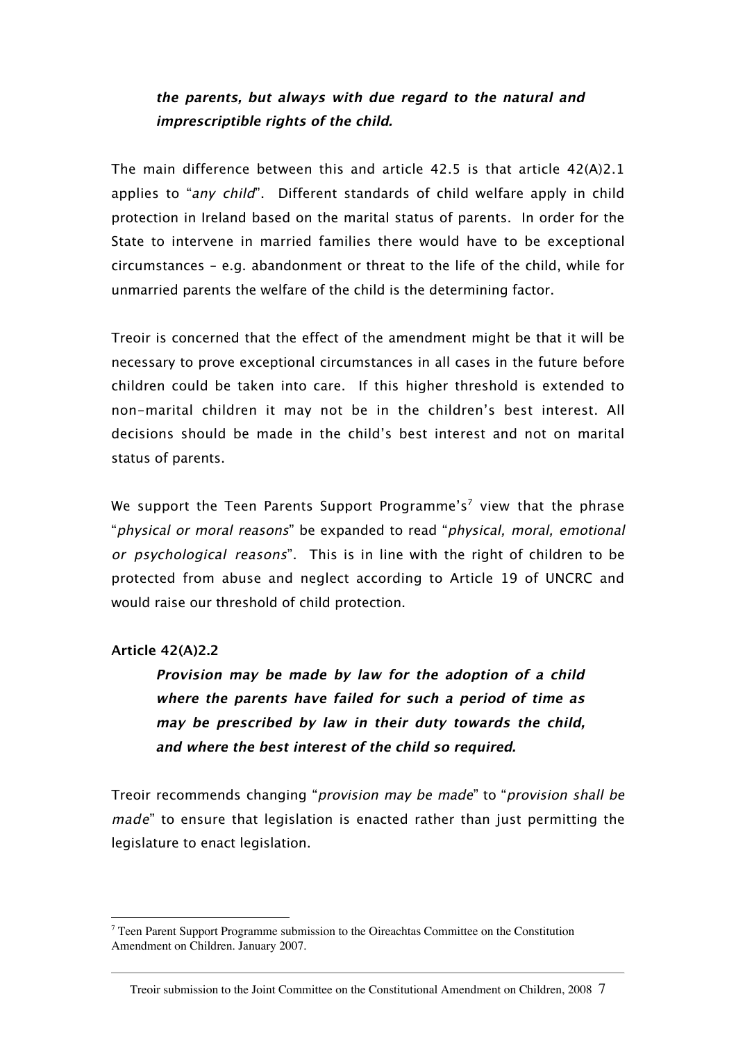> ***the parents, but always with due regard to the natural and imprescriptible rights of the child.***

The main difference between this and article 42.5 is that article 42(A)2.1 applies to "*any child*". Different standards of child welfare apply in child protection in Ireland based on the marital status of parents. In order for the State to intervene in married families there would have to be exceptional circumstances – e.g. abandonment or threat to the life of the child, while for unmarried parents the welfare of the child is the determining factor.

Treoir is concerned that the effect of the amendment might be that it will be necessary to prove exceptional circumstances in all cases in the future before children could be taken into care. If this higher threshold is extended to non-marital children it may not be in the children's best interest. All decisions should be made in the child's best interest and not on marital status of parents.

We support the Teen Parents Support Programme's[7] view that the phrase "*physical or moral reasons*" be expanded to read "*physical, moral, emotional or psychological reasons*". This is in line with the right of children to be protected from abuse and neglect according to Article 19 of UNCRC and would raise our threshold of child protection.

**Article 42(A)2.2**

> ***Provision may be made by law for the adoption of a child where the parents have failed for such a period of time as may be prescribed by law in their duty towards the child, and where the best interest of the child so required.***

Treoir recommends changing "*provision may be made*" to "*provision shall be made*" to ensure that legislation is enacted rather than just permitting the legislature to enact legislation.

[7] Teen Parent Support Programme submission to the Oireachtas Committee on the Constitution Amendment on Children. January 2007.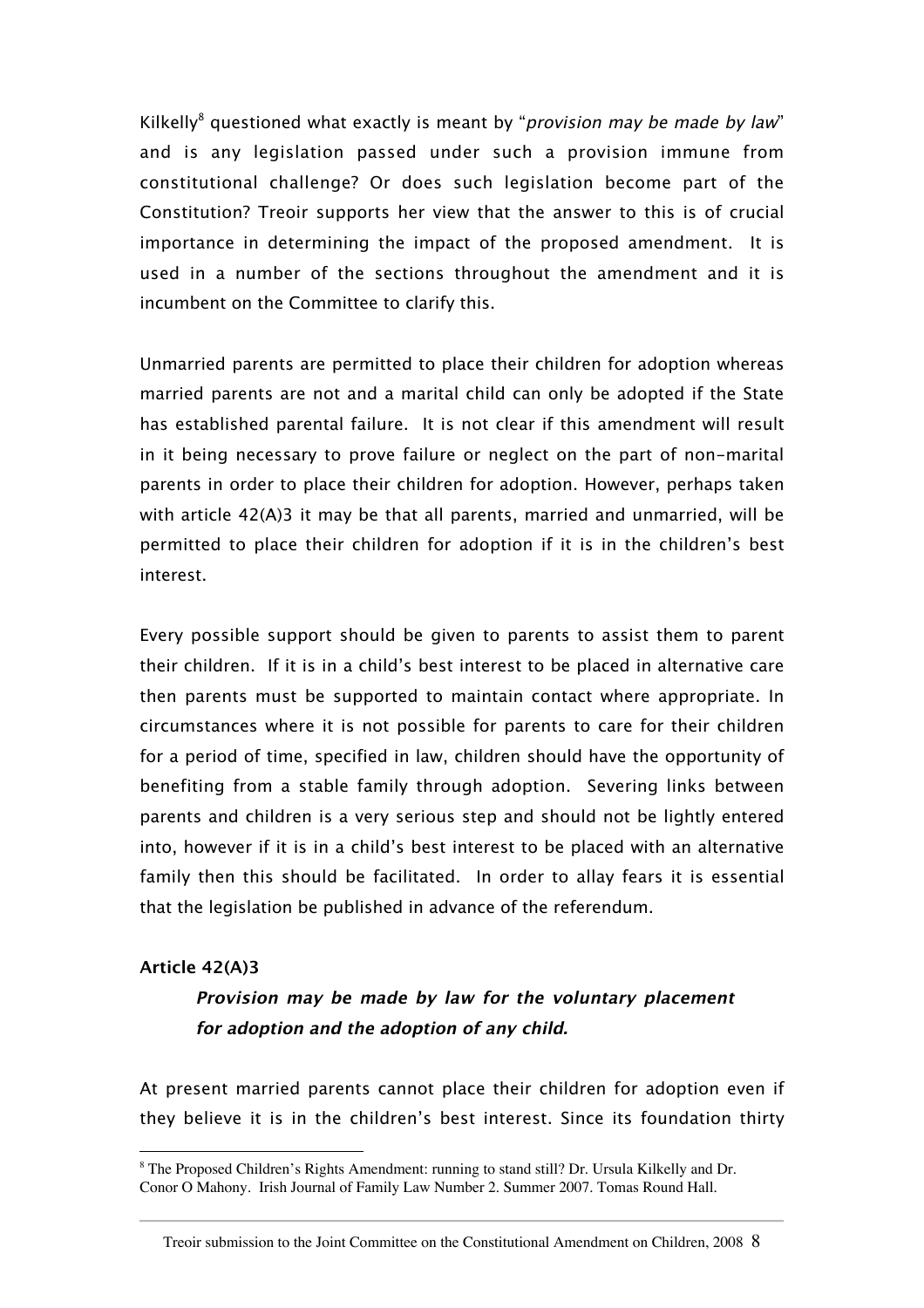Kilkelly[8] questioned what exactly is meant by "*provision may be made by law*" and is any legislation passed under such a provision immune from constitutional challenge? Or does such legislation become part of the Constitution? Treoir supports her view that the answer to this is of crucial importance in determining the impact of the proposed amendment. It is used in a number of the sections throughout the amendment and it is incumbent on the Committee to clarify this.

Unmarried parents are permitted to place their children for adoption whereas married parents are not and a marital child can only be adopted if the State has established parental failure. It is not clear if this amendment will result in it being necessary to prove failure or neglect on the part of non-marital parents in order to place their children for adoption. However, perhaps taken with article 42(A)3 it may be that all parents, married and unmarried, will be permitted to place their children for adoption if it is in the children's best interest.

Every possible support should be given to parents to assist them to parent their children. If it is in a child's best interest to be placed in alternative care then parents must be supported to maintain contact where appropriate. In circumstances where it is not possible for parents to care for their children for a period of time, specified in law, children should have the opportunity of benefiting from a stable family through adoption. Severing links between parents and children is a very serious step and should not be lightly entered into, however if it is in a child's best interest to be placed with an alternative family then this should be facilitated. In order to allay fears it is essential that the legislation be published in advance of the referendum.

**Article 42(A)3**

> ***Provision may be made by law for the voluntary placement for adoption and the adoption of any child.***

At present married parents cannot place their children for adoption even if they believe it is in the children's best interest. Since its foundation thirty

[8] The Proposed Children's Rights Amendment: running to stand still? Dr. Ursula Kilkelly and Dr. Conor O Mahony. Irish Journal of Family Law Number 2. Summer 2007. Tomas Round Hall.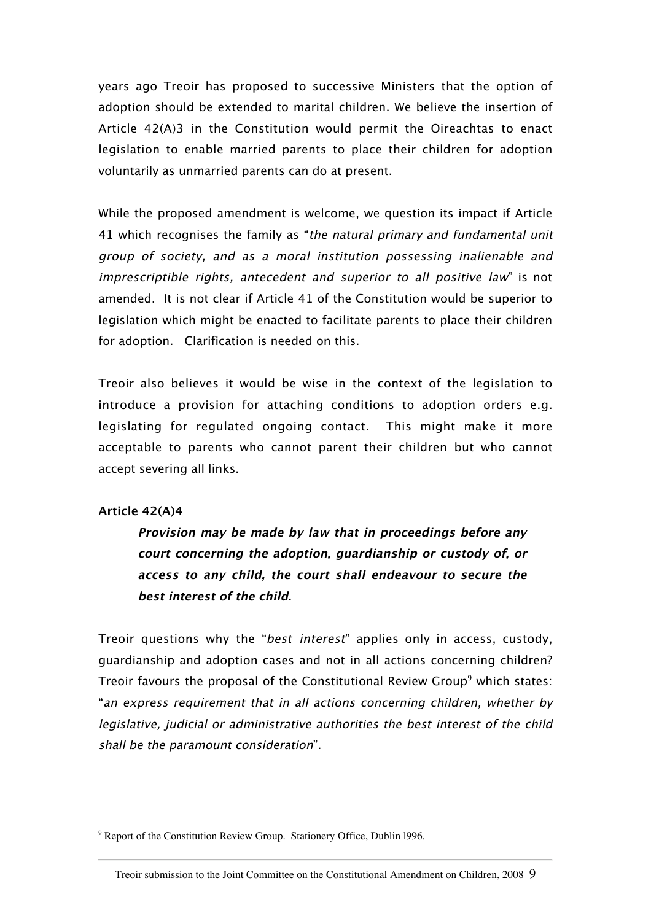years ago Treoir has proposed to successive Ministers that the option of adoption should be extended to marital children. We believe the insertion of Article 42(A)3 in the Constitution would permit the Oireachtas to enact legislation to enable married parents to place their children for adoption voluntarily as unmarried parents can do at present.

While the proposed amendment is welcome, we question its impact if Article 41 which recognises the family as "*the natural primary and fundamental unit group of society, and as a moral institution possessing inalienable and imprescriptible rights, antecedent and superior to all positive law*" is not amended. It is not clear if Article 41 of the Constitution would be superior to legislation which might be enacted to facilitate parents to place their children for adoption. Clarification is needed on this.

Treoir also believes it would be wise in the context of the legislation to introduce a provision for attaching conditions to adoption orders e.g. legislating for regulated ongoing contact. This might make it more acceptable to parents who cannot parent their children but who cannot accept severing all links.

**Article 42(A)4**

> ***Provision may be made by law that in proceedings before any court concerning the adoption, guardianship or custody of, or access to any child, the court shall endeavour to secure the best interest of the child.***

Treoir questions why the "*best interest*" applies only in access, custody, guardianship and adoption cases and not in all actions concerning children? Treoir favours the proposal of the Constitutional Review Group[9] which states: "*an express requirement that in all actions concerning children, whether by legislative, judicial or administrative authorities the best interest of the child shall be the paramount consideration*".

---

[9] Report of the Constitution Review Group. Stationery Office, Dublin l996.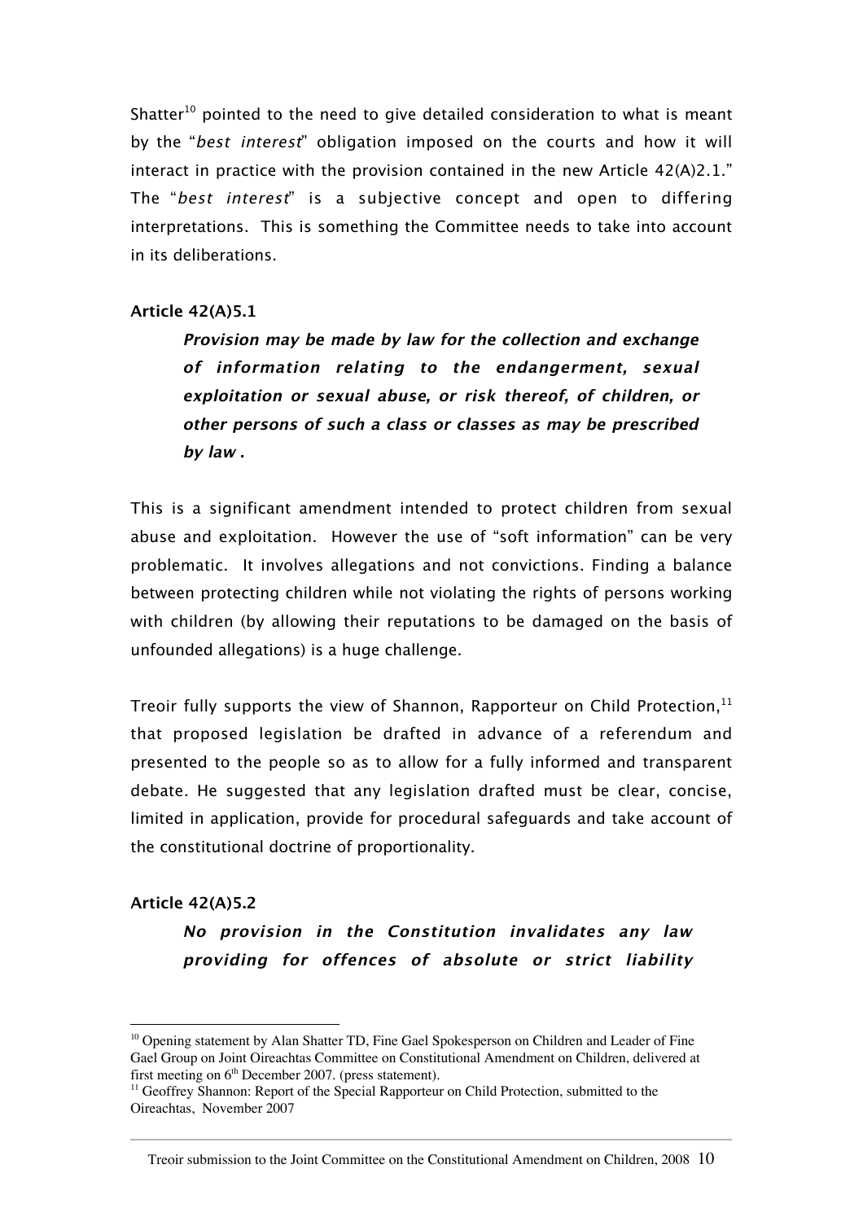Shatter[10] pointed to the need to give detailed consideration to what is meant by the "*best interest*" obligation imposed on the courts and how it will interact in practice with the provision contained in the new Article 42(A)2.1." The "*best interest*" is a subjective concept and open to differing interpretations. This is something the Committee needs to take into account in its deliberations.

**Article 42(A)5.1**

> ***Provision may be made by law for the collection and exchange of information relating to the endangerment, sexual exploitation or sexual abuse, or risk thereof, of children, or other persons of such a class or classes as may be prescribed by law .***

This is a significant amendment intended to protect children from sexual abuse and exploitation. However the use of "soft information" can be very problematic. It involves allegations and not convictions. Finding a balance between protecting children while not violating the rights of persons working with children (by allowing their reputations to be damaged on the basis of unfounded allegations) is a huge challenge.

Treoir fully supports the view of Shannon, Rapporteur on Child Protection,[11] that proposed legislation be drafted in advance of a referendum and presented to the people so as to allow for a fully informed and transparent debate. He suggested that any legislation drafted must be clear, concise, limited in application, provide for procedural safeguards and take account of the constitutional doctrine of proportionality.

**Article 42(A)5.2**

> ***No provision in the Constitution invalidates any law providing for offences of absolute or strict liability***

---

[10] Opening statement by Alan Shatter TD, Fine Gael Spokesperson on Children and Leader of Fine Gael Group on Joint Oireachtas Committee on Constitutional Amendment on Children, delivered at first meeting on 6th December 2007. (press statement).

[11] Geoffrey Shannon: Report of the Special Rapporteur on Child Protection, submitted to the Oireachtas, November 2007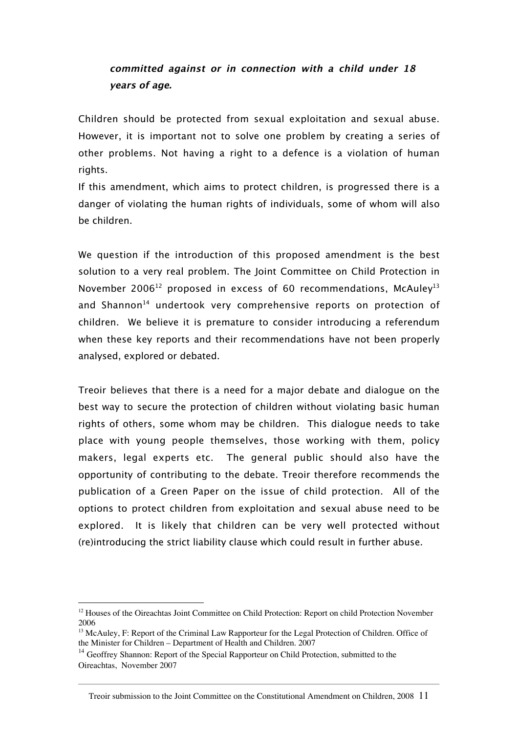***committed against or in connection with a child under 18 years of age.***

Children should be protected from sexual exploitation and sexual abuse. However, it is important not to solve one problem by creating a series of other problems. Not having a right to a defence is a violation of human rights.

If this amendment, which aims to protect children, is progressed there is a danger of violating the human rights of individuals, some of whom will also be children.

We question if the introduction of this proposed amendment is the best solution to a very real problem. The Joint Committee on Child Protection in November 2006[12] proposed in excess of 60 recommendations, McAuley[13] and Shannon[14] undertook very comprehensive reports on protection of children. We believe it is premature to consider introducing a referendum when these key reports and their recommendations have not been properly analysed, explored or debated.

Treoir believes that there is a need for a major debate and dialogue on the best way to secure the protection of children without violating basic human rights of others, some whom may be children. This dialogue needs to take place with young people themselves, those working with them, policy makers, legal experts etc. The general public should also have the opportunity of contributing to the debate. Treoir therefore recommends the publication of a Green Paper on the issue of child protection. All of the options to protect children from exploitation and sexual abuse need to be explored. It is likely that children can be very well protected without (re)introducing the strict liability clause which could result in further abuse.

---

[12] Houses of the Oireachtas Joint Committee on Child Protection: Report on child Protection November 2006

[13] McAuley, F: Report of the Criminal Law Rapporteur for the Legal Protection of Children. Office of the Minister for Children – Department of Health and Children. 2007

[14] Geoffrey Shannon: Report of the Special Rapporteur on Child Protection, submitted to the Oireachtas, November 2007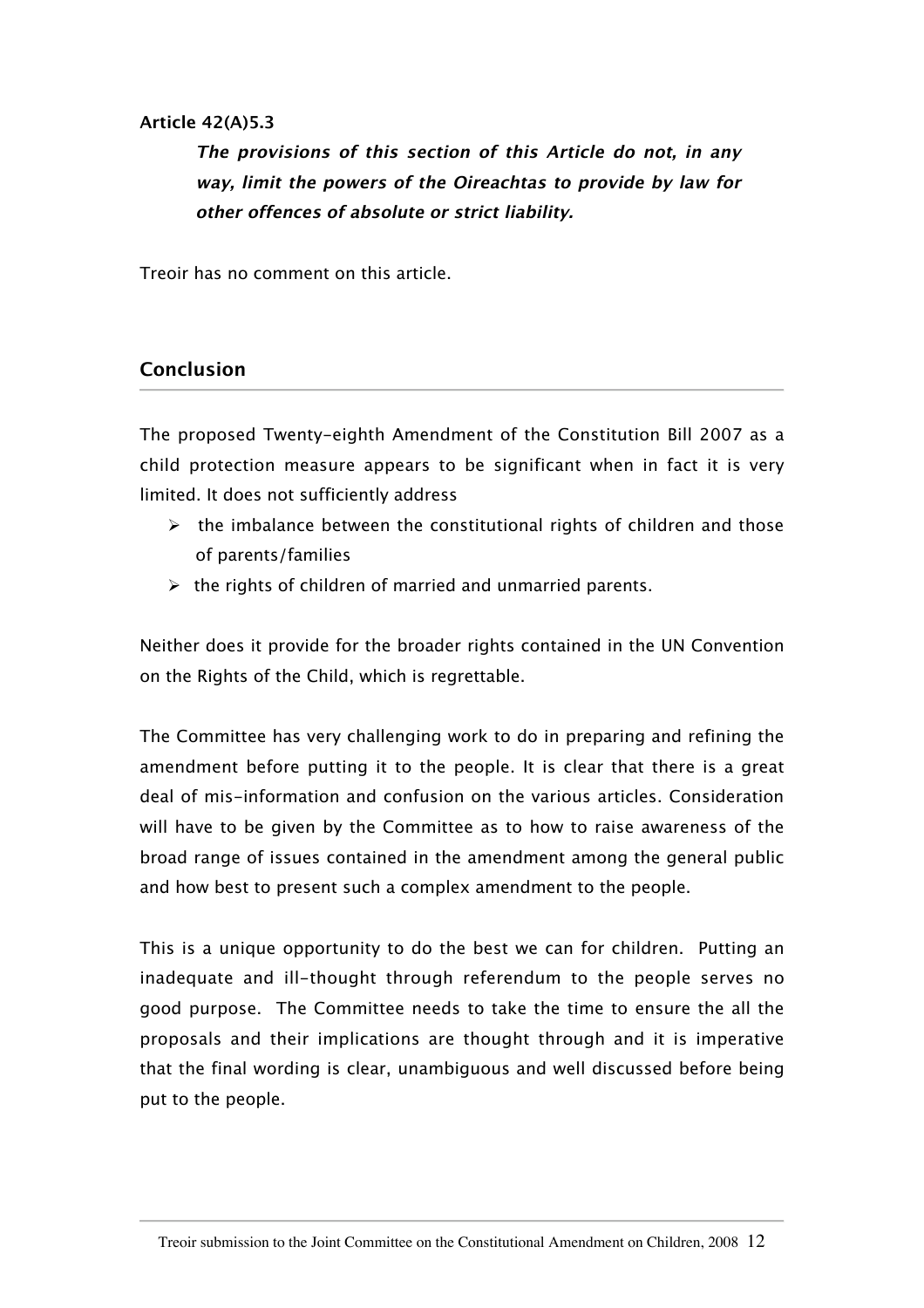**Article 42(A)5.3**

> ***The provisions of this section of this Article do not, in any way, limit the powers of the Oireachtas to provide by law for other offences of absolute or strict liability.***

Treoir has no comment on this article.

## Conclusion

The proposed Twenty-eighth Amendment of the Constitution Bill 2007 as a child protection measure appears to be significant when in fact it is very limited. It does not sufficiently address

- the imbalance between the constitutional rights of children and those of parents/families
- the rights of children of married and unmarried parents.

Neither does it provide for the broader rights contained in the UN Convention on the Rights of the Child, which is regrettable.

The Committee has very challenging work to do in preparing and refining the amendment before putting it to the people. It is clear that there is a great deal of mis-information and confusion on the various articles. Consideration will have to be given by the Committee as to how to raise awareness of the broad range of issues contained in the amendment among the general public and how best to present such a complex amendment to the people.

This is a unique opportunity to do the best we can for children. Putting an inadequate and ill-thought through referendum to the people serves no good purpose. The Committee needs to take the time to ensure the all the proposals and their implications are thought through and it is imperative that the final wording is clear, unambiguous and well discussed before being put to the people.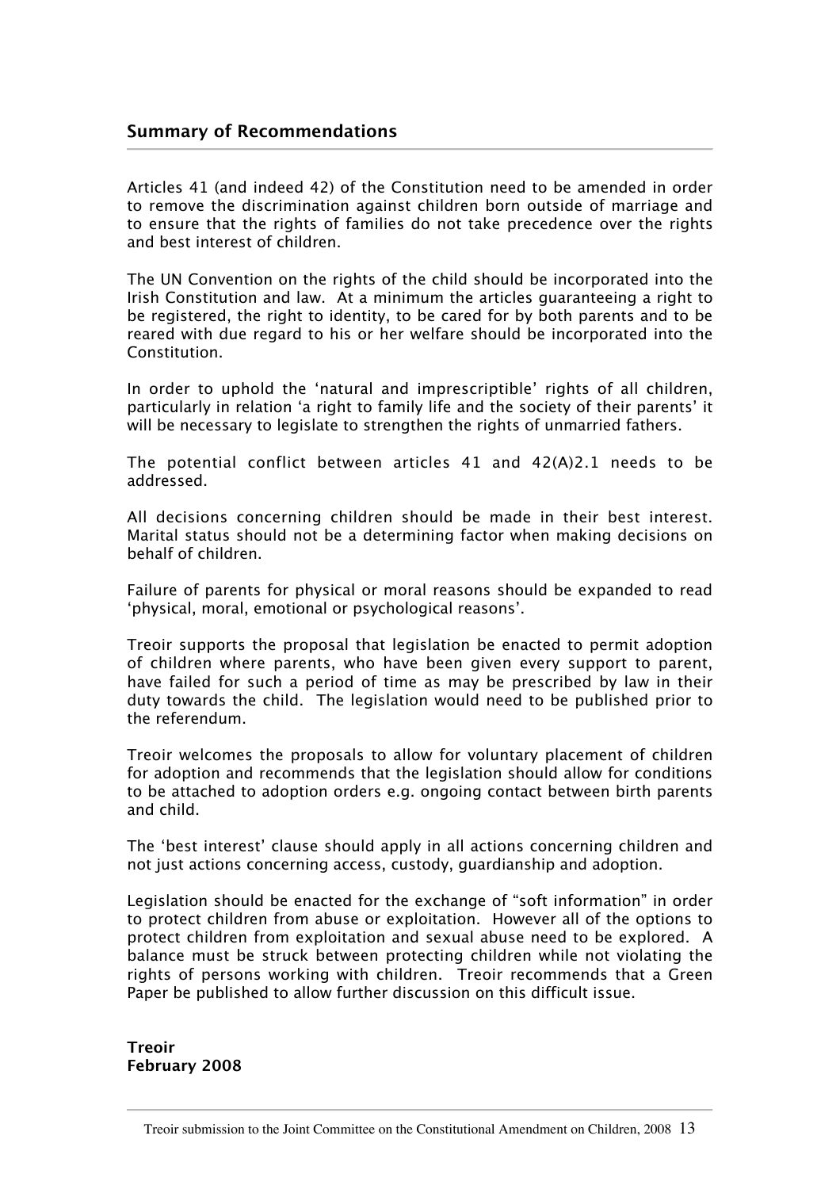## Summary of Recommendations

Articles 41 (and indeed 42) of the Constitution need to be amended in order to remove the discrimination against children born outside of marriage and to ensure that the rights of families do not take precedence over the rights and best interest of children.

The UN Convention on the rights of the child should be incorporated into the Irish Constitution and law. At a minimum the articles guaranteeing a right to be registered, the right to identity, to be cared for by both parents and to be reared with due regard to his or her welfare should be incorporated into the Constitution.

In order to uphold the 'natural and imprescriptible' rights of all children, particularly in relation 'a right to family life and the society of their parents' it will be necessary to legislate to strengthen the rights of unmarried fathers.

The potential conflict between articles 41 and 42(A)2.1 needs to be addressed.

All decisions concerning children should be made in their best interest. Marital status should not be a determining factor when making decisions on behalf of children.

Failure of parents for physical or moral reasons should be expanded to read 'physical, moral, emotional or psychological reasons'.

Treoir supports the proposal that legislation be enacted to permit adoption of children where parents, who have been given every support to parent, have failed for such a period of time as may be prescribed by law in their duty towards the child. The legislation would need to be published prior to the referendum.

Treoir welcomes the proposals to allow for voluntary placement of children for adoption and recommends that the legislation should allow for conditions to be attached to adoption orders e.g. ongoing contact between birth parents and child.

The 'best interest' clause should apply in all actions concerning children and not just actions concerning access, custody, guardianship and adoption.

Legislation should be enacted for the exchange of "soft information" in order to protect children from abuse or exploitation. However all of the options to protect children from exploitation and sexual abuse need to be explored. A balance must be struck between protecting children while not violating the rights of persons working with children. Treoir recommends that a Green Paper be published to allow further discussion on this difficult issue.

**Treoir**
**February 2008**